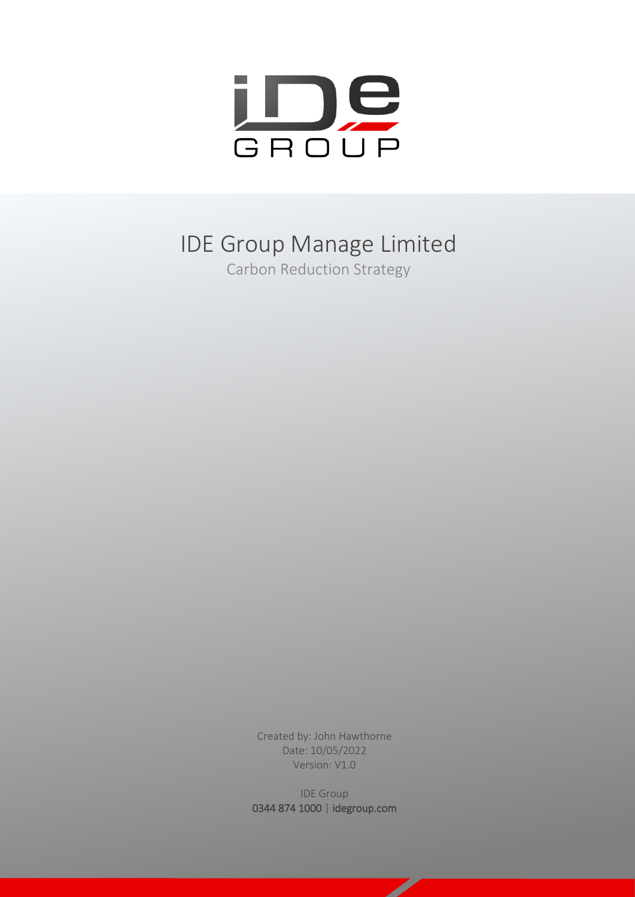iDe GROUP

# IDE Group Manage Limited

## Carbon Reduction Strategy

Created by: John Hawthorne
Date: 10/05/2022
Version: V1.0

IDE Group
0344 874 1000 | idegroup.com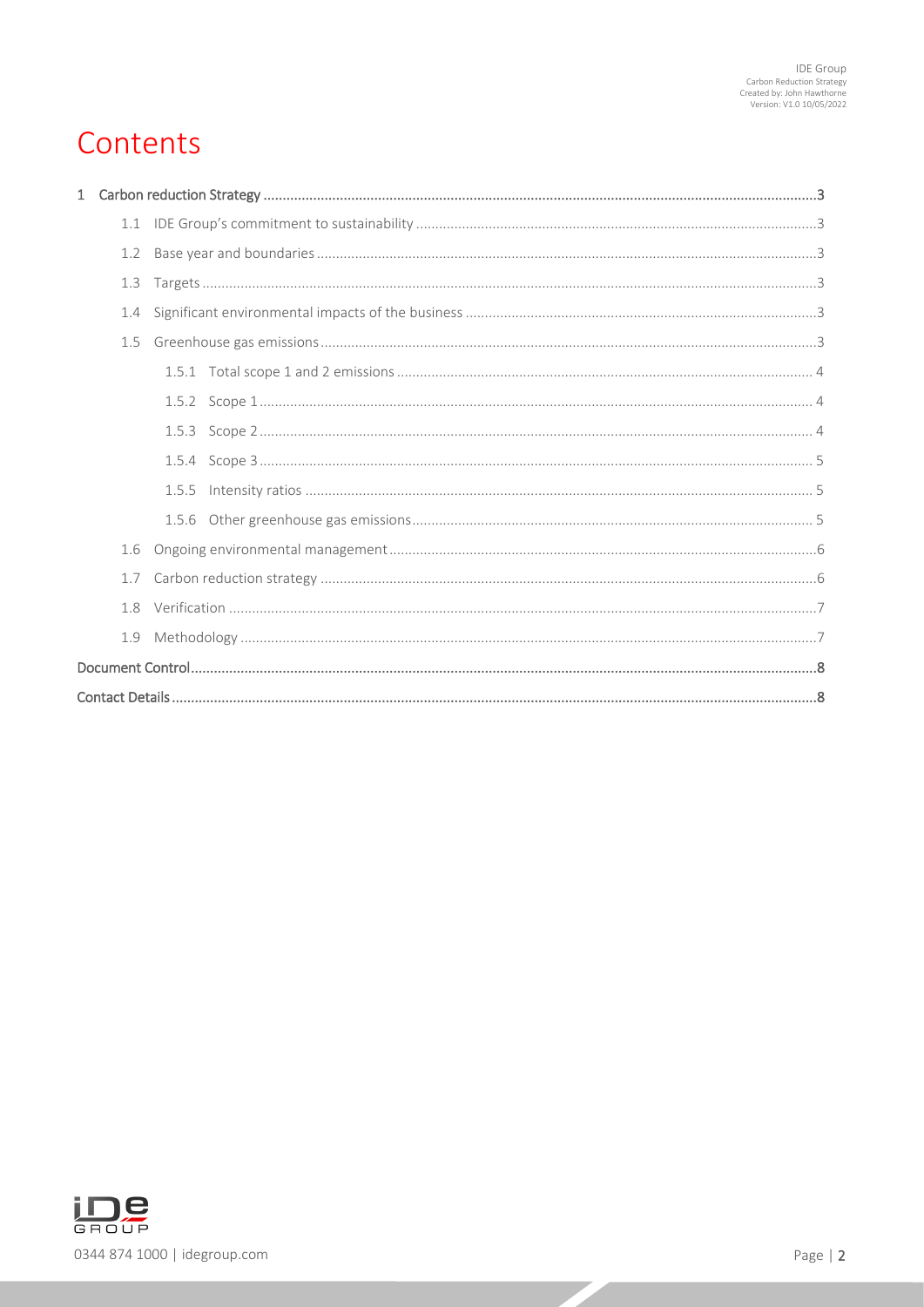# Contents

1 Carbon reduction Strategy ... 3
  1.1 IDE Group's commitment to sustainability ... 3
  1.2 Base year and boundaries ... 3
  1.3 Targets ... 3
  1.4 Significant environmental impacts of the business ... 3
  1.5 Greenhouse gas emissions ... 3
    1.5.1 Total scope 1 and 2 emissions ... 4
    1.5.2 Scope 1 ... 4
    1.5.3 Scope 2 ... 4
    1.5.4 Scope 3 ... 5
    1.5.5 Intensity ratios ... 5
    1.5.6 Other greenhouse gas emissions ... 5
  1.6 Ongoing environmental management ... 6
  1.7 Carbon reduction strategy ... 6
  1.8 Verification ... 7
  1.9 Methodology ... 7

Document Control ... 8

Contact Details ... 8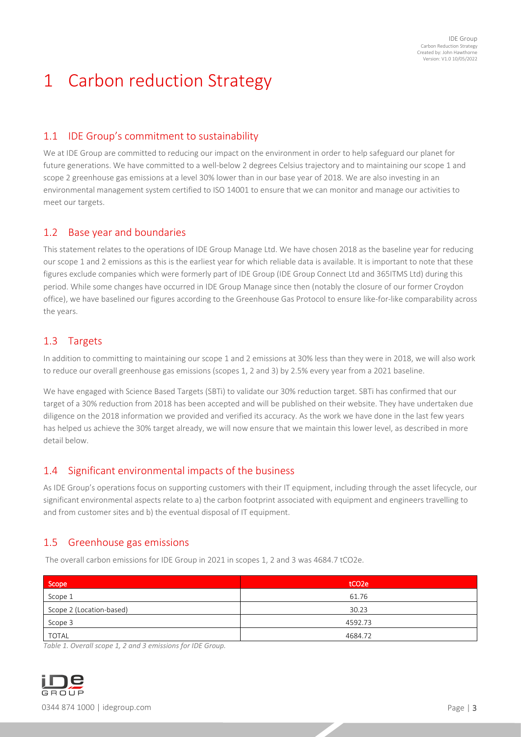# 1 Carbon reduction Strategy

## 1.1 IDE Group's commitment to sustainability

We at IDE Group are committed to reducing our impact on the environment in order to help safeguard our planet for future generations. We have committed to a well-below 2 degrees Celsius trajectory and to maintaining our scope 1 and scope 2 greenhouse gas emissions at a level 30% lower than in our base year of 2018. We are also investing in an environmental management system certified to ISO 14001 to ensure that we can monitor and manage our activities to meet our targets.

## 1.2 Base year and boundaries

This statement relates to the operations of IDE Group Manage Ltd. We have chosen 2018 as the baseline year for reducing our scope 1 and 2 emissions as this is the earliest year for which reliable data is available. It is important to note that these figures exclude companies which were formerly part of IDE Group (IDE Group Connect Ltd and 365ITMS Ltd) during this period. While some changes have occurred in IDE Group Manage since then (notably the closure of our former Croydon office), we have baselined our figures according to the Greenhouse Gas Protocol to ensure like-for-like comparability across the years.

## 1.3 Targets

In addition to committing to maintaining our scope 1 and 2 emissions at 30% less than they were in 2018, we will also work to reduce our overall greenhouse gas emissions (scopes 1, 2 and 3) by 2.5% every year from a 2021 baseline.

We have engaged with Science Based Targets (SBTi) to validate our 30% reduction target. SBTi has confirmed that our target of a 30% reduction from 2018 has been accepted and will be published on their website. They have undertaken due diligence on the 2018 information we provided and verified its accuracy. As the work we have done in the last few years has helped us achieve the 30% target already, we will now ensure that we maintain this lower level, as described in more detail below.

## 1.4 Significant environmental impacts of the business

As IDE Group's operations focus on supporting customers with their IT equipment, including through the asset lifecycle, our significant environmental aspects relate to a) the carbon footprint associated with equipment and engineers travelling to and from customer sites and b) the eventual disposal of IT equipment.

## 1.5 Greenhouse gas emissions

The overall carbon emissions for IDE Group in 2021 in scopes 1, 2 and 3 was 4684.7 $tCO_2e$.

| Scope | $tCO_2e$ |
|---|---|
| Scope 1 | 61.76 |
| Scope 2 (Location-based) | 30.23 |
| Scope 3 | 4592.73 |
| TOTAL | 4684.72 |

*Table 1. Overall scope 1, 2 and 3 emissions for IDE Group.*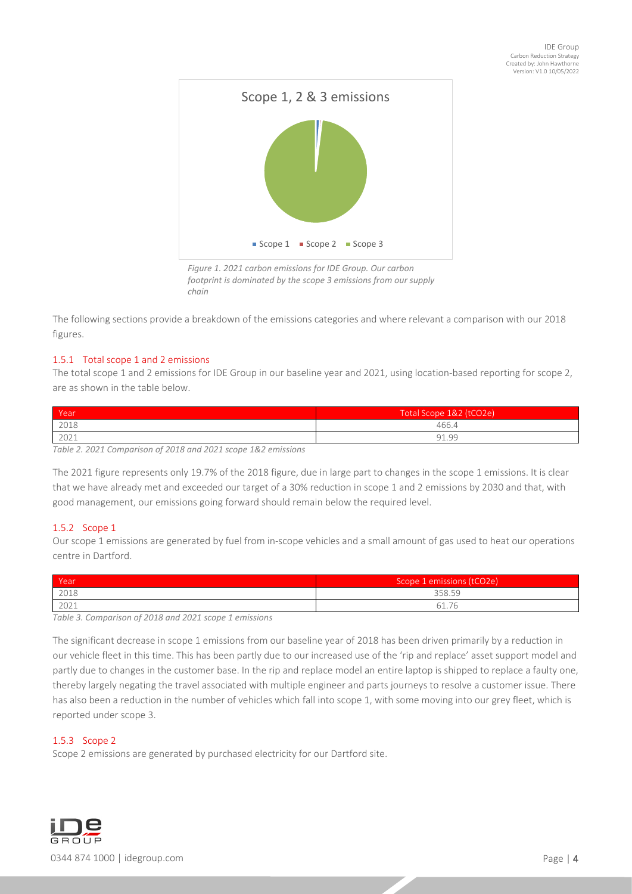Scope 1, 2 & 3 emissions

Scope 1 ■ Scope 2 ■ Scope 3

*Figure 1. 2021 carbon emissions for IDE Group. Our carbon footprint is dominated by the scope 3 emissions from our supply chain*

The following sections provide a breakdown of the emissions categories and where relevant a comparison with our 2018 figures.

### 1.5.1 Total scope 1 and 2 emissions

The total scope 1 and 2 emissions for IDE Group in our baseline year and 2021, using location-based reporting for scope 2, are as shown in the table below.

| Year | Total Scope 1&2 (tCO2e) |
|---|---|
| 2018 | 466.4 |
| 2021 | 91.99 |

*Table 2. 2021 Comparison of 2018 and 2021 scope 1&2 emissions*

The 2021 figure represents only 19.7% of the 2018 figure, due in large part to changes in the scope 1 emissions. It is clear that we have already met and exceeded our target of a 30% reduction in scope 1 and 2 emissions by 2030 and that, with good management, our emissions going forward should remain below the required level.

### 1.5.2 Scope 1

Our scope 1 emissions are generated by fuel from in-scope vehicles and a small amount of gas used to heat our operations centre in Dartford.

| Year | Scope 1 emissions (tCO2e) |
|---|---|
| 2018 | 358.59 |
| 2021 | 61.76 |

*Table 3. Comparison of 2018 and 2021 scope 1 emissions*

The significant decrease in scope 1 emissions from our baseline year of 2018 has been driven primarily by a reduction in our vehicle fleet in this time. This has been partly due to our increased use of the 'rip and replace' asset support model and partly due to changes in the customer base. In the rip and replace model an entire laptop is shipped to replace a faulty one, thereby largely negating the travel associated with multiple engineer and parts journeys to resolve a customer issue. There has also been a reduction in the number of vehicles which fall into scope 1, with some moving into our grey fleet, which is reported under scope 3.

### 1.5.3 Scope 2

Scope 2 emissions are generated by purchased electricity for our Dartford site.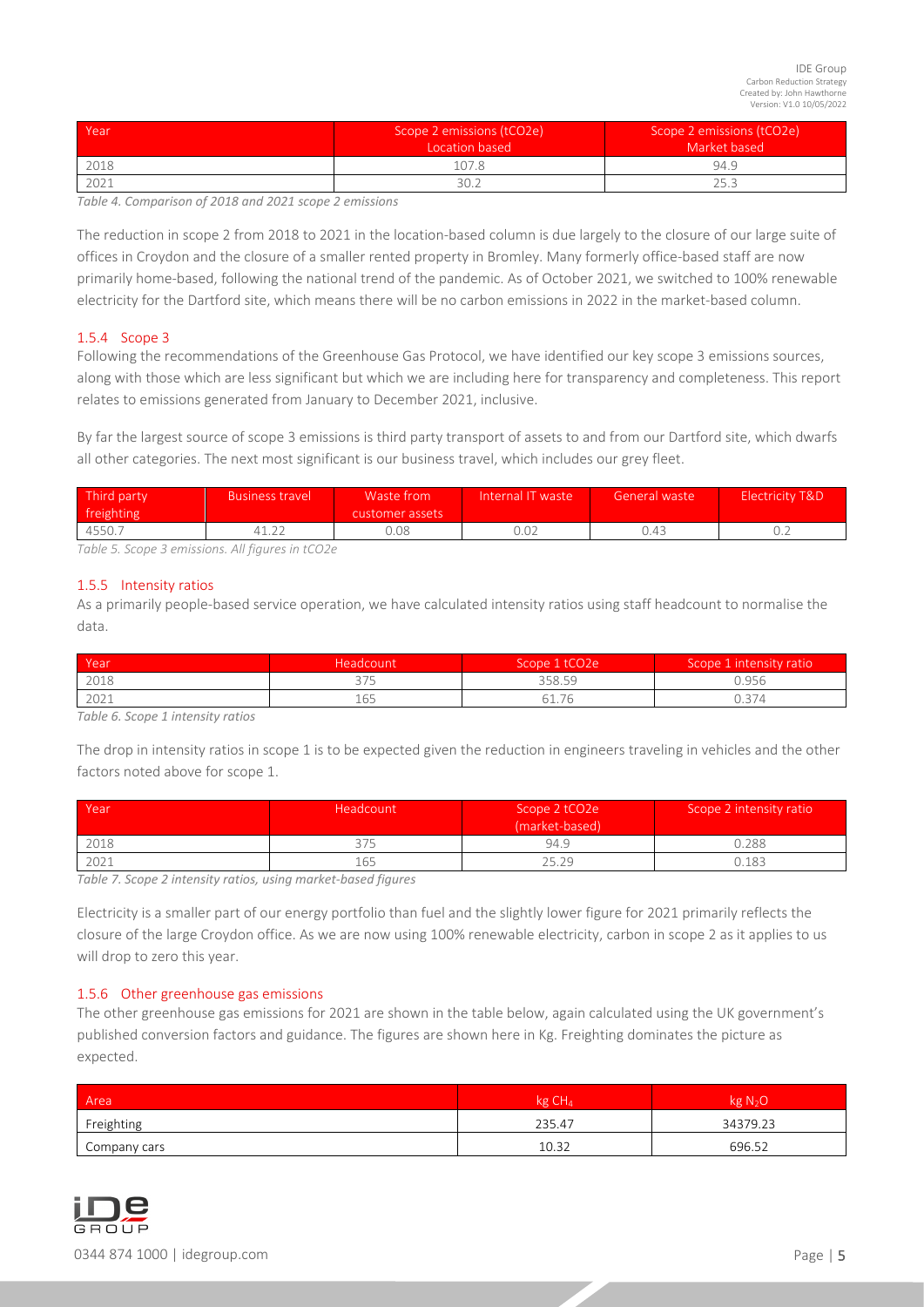| Year | Scope 2 emissions (tCO2e) Location based | Scope 2 emissions (tCO2e) Market based |
|---|---|---|
| 2018 | 107.8 | 94.9 |
| 2021 | 30.2 | 25.3 |

*Table 4. Comparison of 2018 and 2021 scope 2 emissions*

The reduction in scope 2 from 2018 to 2021 in the location-based column is due largely to the closure of our large suite of offices in Croydon and the closure of a smaller rented property in Bromley. Many formerly office-based staff are now primarily home-based, following the national trend of the pandemic. As of October 2021, we switched to 100% renewable electricity for the Dartford site, which means there will be no carbon emissions in 2022 in the market-based column.

### 1.5.4 Scope 3

Following the recommendations of the Greenhouse Gas Protocol, we have identified our key scope 3 emissions sources, along with those which are less significant but which we are including here for transparency and completeness. This report relates to emissions generated from January to December 2021, inclusive.

By far the largest source of scope 3 emissions is third party transport of assets to and from our Dartford site, which dwarfs all other categories. The next most significant is our business travel, which includes our grey fleet.

| Third party freighting | Business travel | Waste from customer assets | Internal IT waste | General waste | Electricity T&D |
|---|---|---|---|---|---|
| 4550.7 | 41.22 | 0.08 | 0.02 | 0.43 | 0.2 |

*Table 5. Scope 3 emissions. All figures in tCO2e*

### 1.5.5 Intensity ratios

As a primarily people-based service operation, we have calculated intensity ratios using staff headcount to normalise the data.

| Year | Headcount | Scope 1 tCO2e | Scope 1 intensity ratio |
|---|---|---|---|
| 2018 | 375 | 358.59 | 0.956 |
| 2021 | 165 | 61.76 | 0.374 |

*Table 6. Scope 1 intensity ratios*

The drop in intensity ratios in scope 1 is to be expected given the reduction in engineers traveling in vehicles and the other factors noted above for scope 1.

| Year | Headcount | Scope 2 tCO2e (market-based) | Scope 2 intensity ratio |
|---|---|---|---|
| 2018 | 375 | 94.9 | 0.288 |
| 2021 | 165 | 25.29 | 0.183 |

*Table 7. Scope 2 intensity ratios, using market-based figures*

Electricity is a smaller part of our energy portfolio than fuel and the slightly lower figure for 2021 primarily reflects the closure of the large Croydon office. As we are now using 100% renewable electricity, carbon in scope 2 as it applies to us will drop to zero this year.

### 1.5.6 Other greenhouse gas emissions

The other greenhouse gas emissions for 2021 are shown in the table below, again calculated using the UK government's published conversion factors and guidance. The figures are shown here in Kg. Freighting dominates the picture as expected.

| Area | kg $CH_4$ | kg $N_2O$ |
|---|---|---|
| Freighting | 235.47 | 34379.23 |
| Company cars | 10.32 | 696.52 |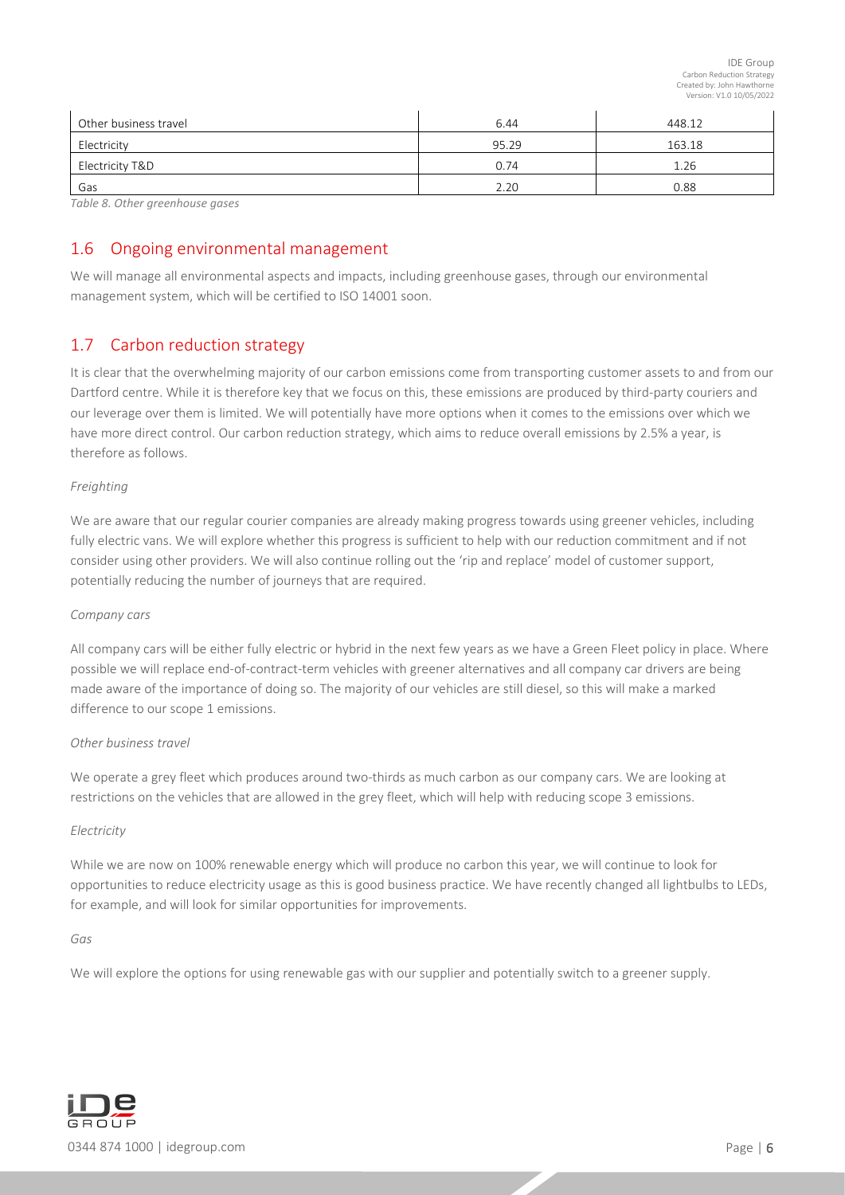| Other business travel | 6.44 | 448.12 |
|---|---|---|
| Electricity | 95.29 | 163.18 |
| Electricity T&D | 0.74 | 1.26 |
| Gas | 2.20 | 0.88 |

*Table 8. Other greenhouse gases*

## 1.6 Ongoing environmental management

We will manage all environmental aspects and impacts, including greenhouse gases, through our environmental management system, which will be certified to ISO 14001 soon.

## 1.7 Carbon reduction strategy

It is clear that the overwhelming majority of our carbon emissions come from transporting customer assets to and from our Dartford centre. While it is therefore key that we focus on this, these emissions are produced by third-party couriers and our leverage over them is limited. We will potentially have more options when it comes to the emissions over which we have more direct control. Our carbon reduction strategy, which aims to reduce overall emissions by 2.5% a year, is therefore as follows.

*Freighting*

We are aware that our regular courier companies are already making progress towards using greener vehicles, including fully electric vans. We will explore whether this progress is sufficient to help with our reduction commitment and if not consider using other providers. We will also continue rolling out the 'rip and replace' model of customer support, potentially reducing the number of journeys that are required.

*Company cars*

All company cars will be either fully electric or hybrid in the next few years as we have a Green Fleet policy in place. Where possible we will replace end-of-contract-term vehicles with greener alternatives and all company car drivers are being made aware of the importance of doing so. The majority of our vehicles are still diesel, so this will make a marked difference to our scope 1 emissions.

*Other business travel*

We operate a grey fleet which produces around two-thirds as much carbon as our company cars. We are looking at restrictions on the vehicles that are allowed in the grey fleet, which will help with reducing scope 3 emissions.

*Electricity*

While we are now on 100% renewable energy which will produce no carbon this year, we will continue to look for opportunities to reduce electricity usage as this is good business practice. We have recently changed all lightbulbs to LEDs, for example, and will look for similar opportunities for improvements.

*Gas*

We will explore the options for using renewable gas with our supplier and potentially switch to a greener supply.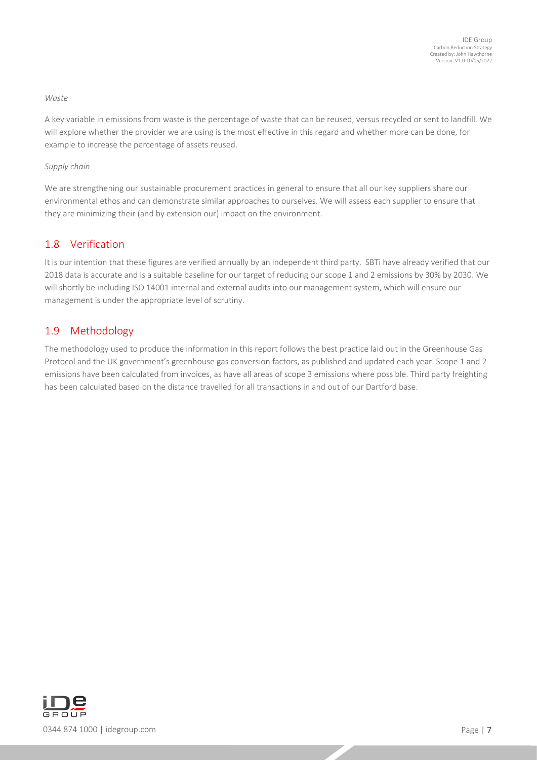*Waste*

A key variable in emissions from waste is the percentage of waste that can be reused, versus recycled or sent to landfill. We will explore whether the provider we are using is the most effective in this regard and whether more can be done, for example to increase the percentage of assets reused.

*Supply chain*

We are strengthening our sustainable procurement practices in general to ensure that all our key suppliers share our environmental ethos and can demonstrate similar approaches to ourselves. We will assess each supplier to ensure that they are minimizing their (and by extension our) impact on the environment.

## 1.8 Verification

It is our intention that these figures are verified annually by an independent third party. SBTi have already verified that our 2018 data is accurate and is a suitable baseline for our target of reducing our scope 1 and 2 emissions by 30% by 2030. We will shortly be including ISO 14001 internal and external audits into our management system, which will ensure our management is under the appropriate level of scrutiny.

## 1.9 Methodology

The methodology used to produce the information in this report follows the best practice laid out in the Greenhouse Gas Protocol and the UK government's greenhouse gas conversion factors, as published and updated each year. Scope 1 and 2 emissions have been calculated from invoices, as have all areas of scope 3 emissions where possible. Third party freighting has been calculated based on the distance travelled for all transactions in and out of our Dartford base.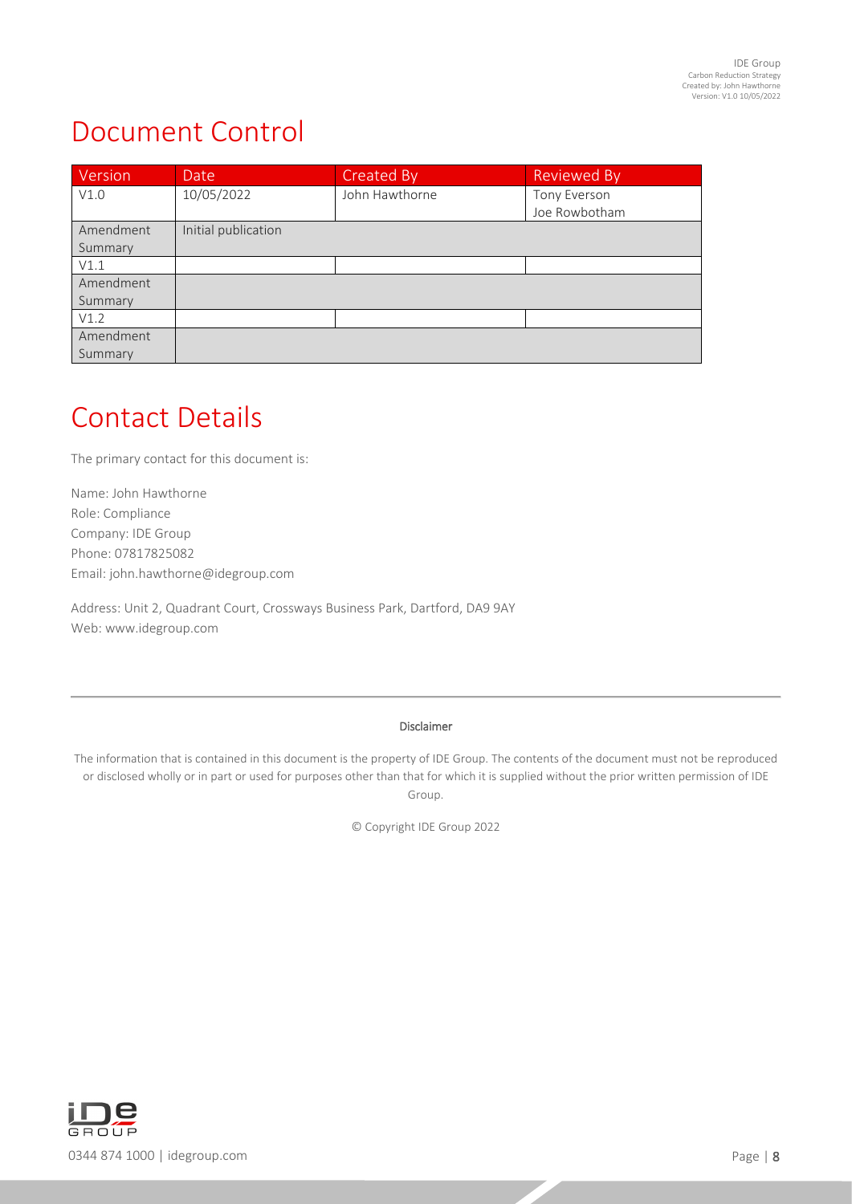# Document Control

| Version | Date | Created By | Reviewed By |
|---|---|---|---|
| V1.0 | 10/05/2022 | John Hawthorne | Tony Everson<br>Joe Rowbotham |
| Amendment Summary | Initial publication | | |
| V1.1 | | | |
| Amendment Summary | | | |
| V1.2 | | | |
| Amendment Summary | | | |

# Contact Details

The primary contact for this document is:

Name: John Hawthorne
Role: Compliance
Company: IDE Group
Phone: 07817825082
Email: john.hawthorne@idegroup.com

Address: Unit 2, Quadrant Court, Crossways Business Park, Dartford, DA9 9AY
Web: www.idegroup.com

---

**Disclaimer**

The information that is contained in this document is the property of IDE Group. The contents of the document must not be reproduced or disclosed wholly or in part or used for purposes other than that for which it is supplied without the prior written permission of IDE Group.

© Copyright IDE Group 2022